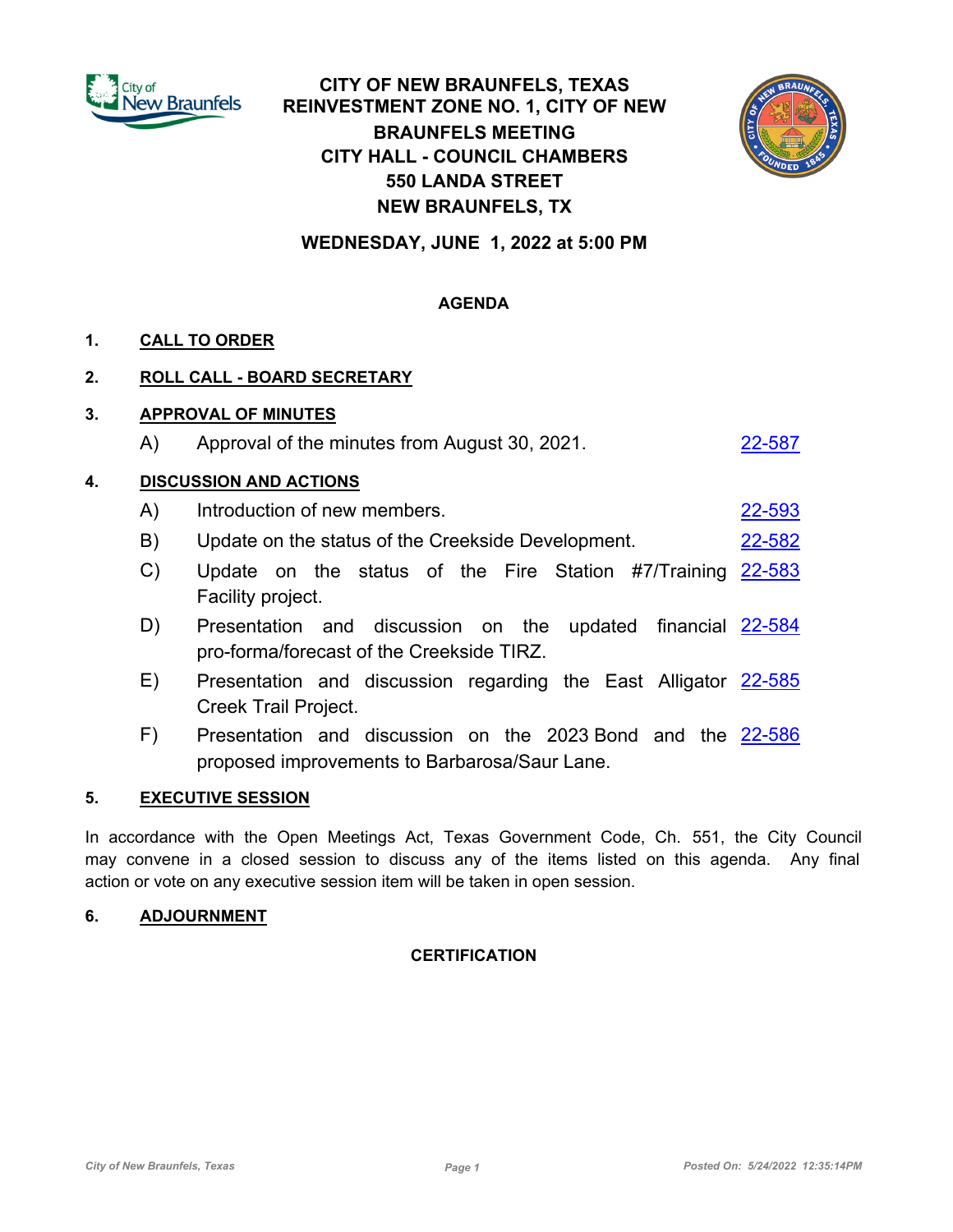# CITY OF NEW BRAUNFELS, TEXAS
# REINVESTMENT ZONE NO. 1, CITY OF NEW BRAUNFELS MEETING
## CITY HALL - COUNCIL CHAMBERS
## 550 LANDA STREET
## NEW BRAUNFELS, TX

**WEDNESDAY, JUNE 1, 2022 at 5:00 PM**

**AGENDA**

**1. CALL TO ORDER**

**2. ROLL CALL - BOARD SECRETARY**

**3. APPROVAL OF MINUTES**

A) Approval of the minutes from August 30, 2021. 22-587

**4. DISCUSSION AND ACTIONS**

A) Introduction of new members. 22-593

B) Update on the status of the Creekside Development. 22-582

C) Update on the status of the Fire Station #7/Training Facility project. 22-583

D) Presentation and discussion on the updated financial pro-forma/forecast of the Creekside TIRZ. 22-584

E) Presentation and discussion regarding the East Alligator Creek Trail Project. 22-585

F) Presentation and discussion on the 2023 Bond and the proposed improvements to Barbarosa/Saur Lane. 22-586

**5. EXECUTIVE SESSION**

In accordance with the Open Meetings Act, Texas Government Code, Ch. 551, the City Council may convene in a closed session to discuss any of the items listed on this agenda. Any final action or vote on any executive session item will be taken in open session.

**6. ADJOURNMENT**

**CERTIFICATION**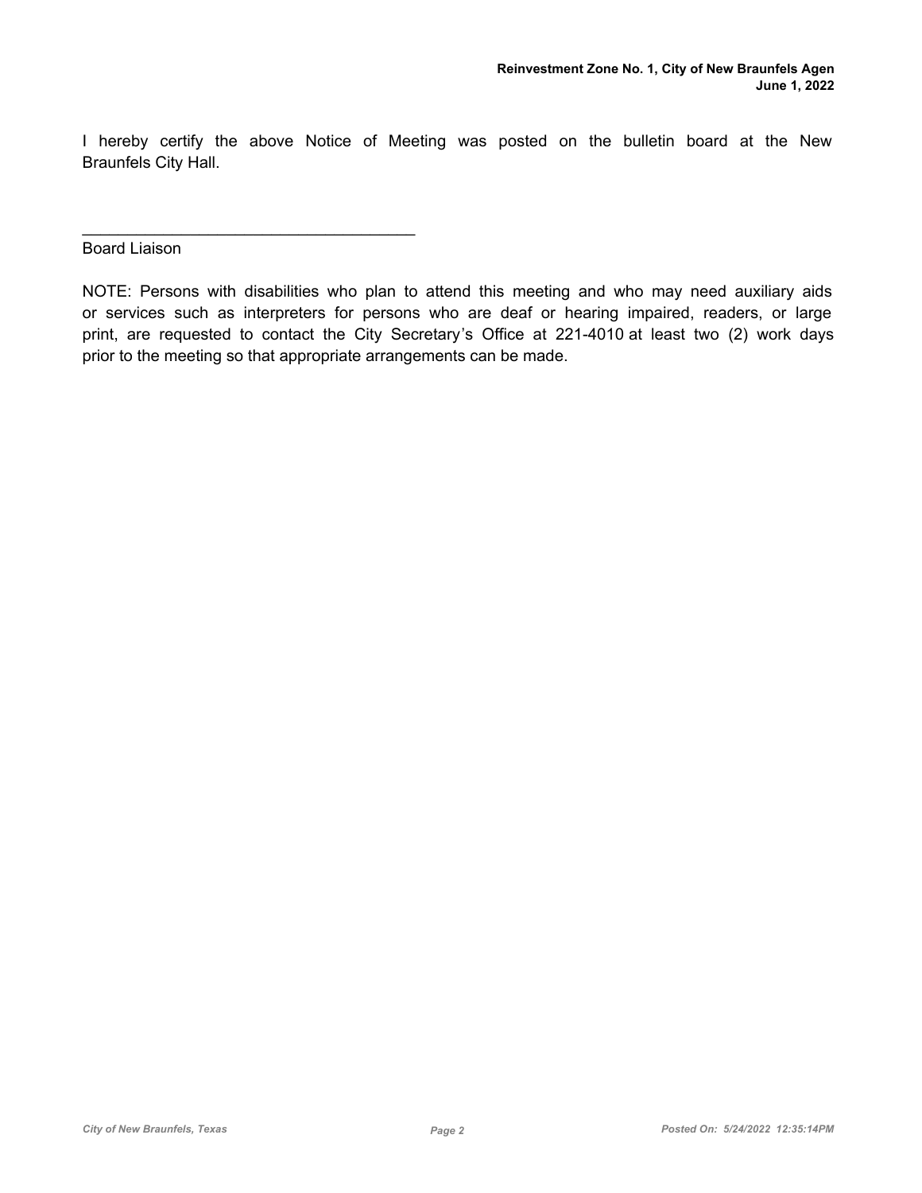I hereby certify the above Notice of Meeting was posted on the bulletin board at the New Braunfels City Hall.

\_\_\_\_\_\_\_\_\_\_\_\_\_\_\_\_\_\_\_\_\_\_\_\_\_\_\_\_\_\_\_\_\_\_\_\_\_\_

Board Liaison

NOTE: Persons with disabilities who plan to attend this meeting and who may need auxiliary aids or services such as interpreters for persons who are deaf or hearing impaired, readers, or large print, are requested to contact the City Secretary's Office at 221-4010 at least two (2) work days prior to the meeting so that appropriate arrangements can be made.